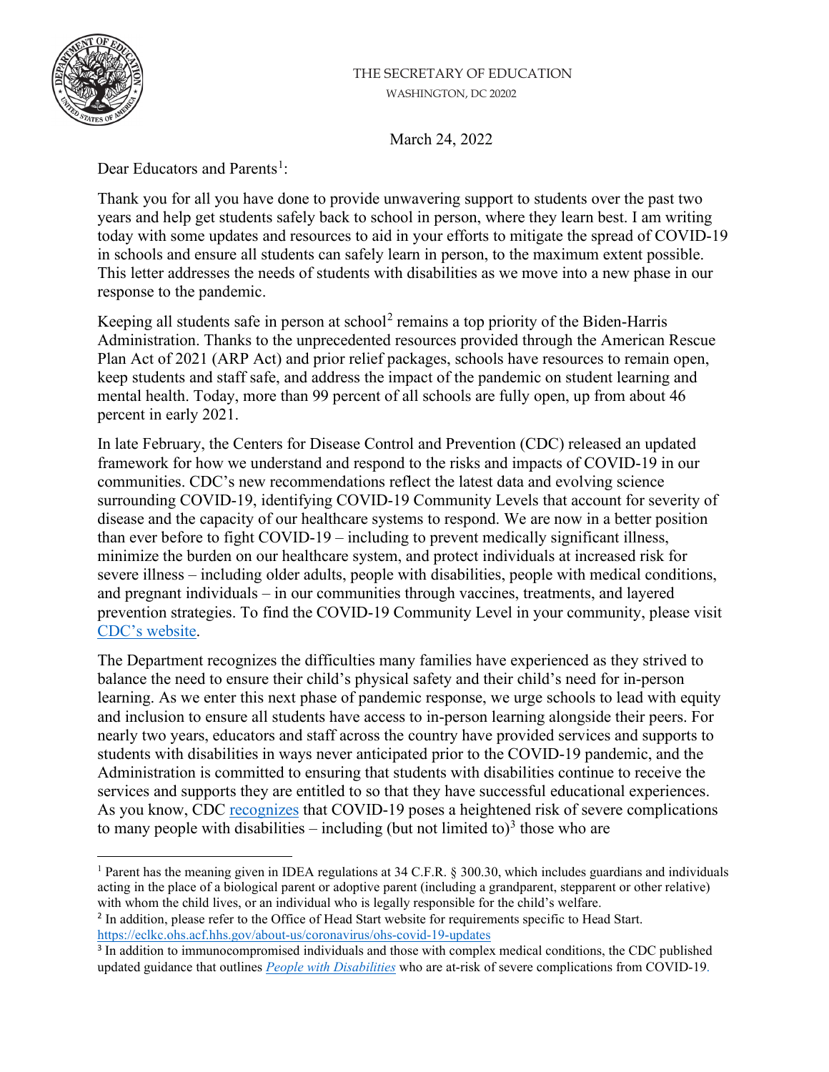THE SECRETARY OF EDUCATION
WASHINGTON, DC 20202

March 24, 2022

Dear Educators and Parents[1]:

Thank you for all you have done to provide unwavering support to students over the past two years and help get students safely back to school in person, where they learn best. I am writing today with some updates and resources to aid in your efforts to mitigate the spread of COVID-19 in schools and ensure all students can safely learn in person, to the maximum extent possible. This letter addresses the needs of students with disabilities as we move into a new phase in our response to the pandemic.

Keeping all students safe in person at school[2] remains a top priority of the Biden-Harris Administration. Thanks to the unprecedented resources provided through the American Rescue Plan Act of 2021 (ARP Act) and prior relief packages, schools have resources to remain open, keep students and staff safe, and address the impact of the pandemic on student learning and mental health. Today, more than 99 percent of all schools are fully open, up from about 46 percent in early 2021.

In late February, the Centers for Disease Control and Prevention (CDC) released an updated framework for how we understand and respond to the risks and impacts of COVID-19 in our communities. CDC's new recommendations reflect the latest data and evolving science surrounding COVID-19, identifying COVID-19 Community Levels that account for severity of disease and the capacity of our healthcare systems to respond. We are now in a better position than ever before to fight COVID-19 – including to prevent medically significant illness, minimize the burden on our healthcare system, and protect individuals at increased risk for severe illness – including older adults, people with disabilities, people with medical conditions, and pregnant individuals – in our communities through vaccines, treatments, and layered prevention strategies. To find the COVID-19 Community Level in your community, please visit CDC's website.

The Department recognizes the difficulties many families have experienced as they strived to balance the need to ensure their child's physical safety and their child's need for in-person learning. As we enter this next phase of pandemic response, we urge schools to lead with equity and inclusion to ensure all students have access to in-person learning alongside their peers. For nearly two years, educators and staff across the country have provided services and supports to students with disabilities in ways never anticipated prior to the COVID-19 pandemic, and the Administration is committed to ensuring that students with disabilities continue to receive the services and supports they are entitled to so that they have successful educational experiences. As you know, CDC recognizes that COVID-19 poses a heightened risk of severe complications to many people with disabilities – including (but not limited to)[3] those who are

---

[1] Parent has the meaning given in IDEA regulations at 34 C.F.R. § 300.30, which includes guardians and individuals acting in the place of a biological parent or adoptive parent (including a grandparent, stepparent or other relative) with whom the child lives, or an individual who is legally responsible for the child's welfare.

[2] In addition, please refer to the Office of Head Start website for requirements specific to Head Start. https://eclkc.ohs.acf.hhs.gov/about-us/coronavirus/ohs-covid-19-updates

[3] In addition to immunocompromised individuals and those with complex medical conditions, the CDC published updated guidance that outlines *People with Disabilities* who are at-risk of severe complications from COVID-19.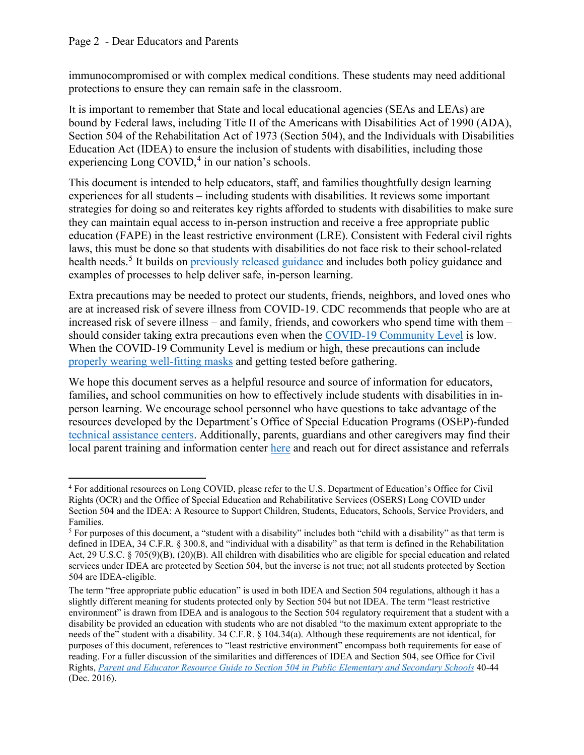immunocompromised or with complex medical conditions. These students may need additional protections to ensure they can remain safe in the classroom.

It is important to remember that State and local educational agencies (SEAs and LEAs) are bound by Federal laws, including Title II of the Americans with Disabilities Act of 1990 (ADA), Section 504 of the Rehabilitation Act of 1973 (Section 504), and the Individuals with Disabilities Education Act (IDEA) to ensure the inclusion of students with disabilities, including those experiencing Long COVID,[4] in our nation's schools.

This document is intended to help educators, staff, and families thoughtfully design learning experiences for all students – including students with disabilities. It reviews some important strategies for doing so and reiterates key rights afforded to students with disabilities to make sure they can maintain equal access to in-person instruction and receive a free appropriate public education (FAPE) in the least restrictive environment (LRE). Consistent with Federal civil rights laws, this must be done so that students with disabilities do not face risk to their school-related health needs.[5] It builds on previously released guidance and includes both policy guidance and examples of processes to help deliver safe, in-person learning.

Extra precautions may be needed to protect our students, friends, neighbors, and loved ones who are at increased risk of severe illness from COVID-19. CDC recommends that people who are at increased risk of severe illness – and family, friends, and coworkers who spend time with them – should consider taking extra precautions even when the COVID-19 Community Level is low. When the COVID-19 Community Level is medium or high, these precautions can include properly wearing well-fitting masks and getting tested before gathering.

We hope this document serves as a helpful resource and source of information for educators, families, and school communities on how to effectively include students with disabilities in in-person learning. We encourage school personnel who have questions to take advantage of the resources developed by the Department's Office of Special Education Programs (OSEP)-funded technical assistance centers. Additionally, parents, guardians and other caregivers may find their local parent training and information center here and reach out for direct assistance and referrals

---

[4] For additional resources on Long COVID, please refer to the U.S. Department of Education's Office for Civil Rights (OCR) and the Office of Special Education and Rehabilitative Services (OSERS) Long COVID under Section 504 and the IDEA: A Resource to Support Children, Students, Educators, Schools, Service Providers, and Families.

[5] For purposes of this document, a "student with a disability" includes both "child with a disability" as that term is defined in IDEA, 34 C.F.R. § 300.8, and "individual with a disability" as that term is defined in the Rehabilitation Act, 29 U.S.C. § 705(9)(B), (20)(B). All children with disabilities who are eligible for special education and related services under IDEA are protected by Section 504, but the inverse is not true; not all students protected by Section 504 are IDEA-eligible.

The term "free appropriate public education" is used in both IDEA and Section 504 regulations, although it has a slightly different meaning for students protected only by Section 504 but not IDEA. The term "least restrictive environment" is drawn from IDEA and is analogous to the Section 504 regulatory requirement that a student with a disability be provided an education with students who are not disabled "to the maximum extent appropriate to the needs of the" student with a disability. 34 C.F.R. § 104.34(a). Although these requirements are not identical, for purposes of this document, references to "least restrictive environment" encompass both requirements for ease of reading. For a fuller discussion of the similarities and differences of IDEA and Section 504, see Office for Civil Rights, *Parent and Educator Resource Guide to Section 504 in Public Elementary and Secondary Schools* 40-44 (Dec. 2016).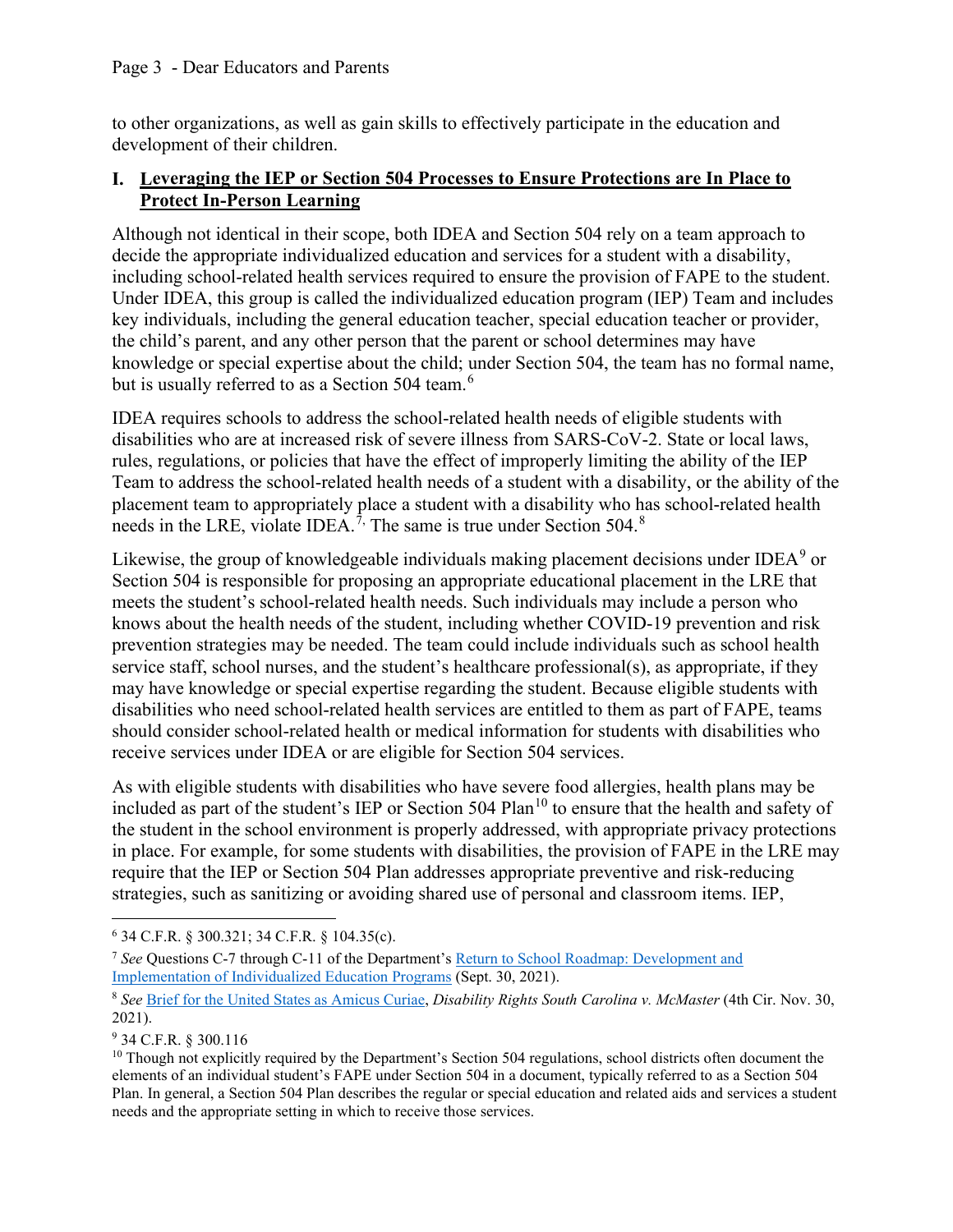to other organizations, as well as gain skills to effectively participate in the education and development of their children.

## I. Leveraging the IEP or Section 504 Processes to Ensure Protections are In Place to Protect In-Person Learning

Although not identical in their scope, both IDEA and Section 504 rely on a team approach to decide the appropriate individualized education and services for a student with a disability, including school-related health services required to ensure the provision of FAPE to the student. Under IDEA, this group is called the individualized education program (IEP) Team and includes key individuals, including the general education teacher, special education teacher or provider, the child's parent, and any other person that the parent or school determines may have knowledge or special expertise about the child; under Section 504, the team has no formal name, but is usually referred to as a Section 504 team.[6]

IDEA requires schools to address the school-related health needs of eligible students with disabilities who are at increased risk of severe illness from SARS-CoV-2. State or local laws, rules, regulations, or policies that have the effect of improperly limiting the ability of the IEP Team to address the school-related health needs of a student with a disability, or the ability of the placement team to appropriately place a student with a disability who has school-related health needs in the LRE, violate IDEA.[7] The same is true under Section 504.[8]

Likewise, the group of knowledgeable individuals making placement decisions under IDEA[9] or Section 504 is responsible for proposing an appropriate educational placement in the LRE that meets the student's school-related health needs. Such individuals may include a person who knows about the health needs of the student, including whether COVID-19 prevention and risk prevention strategies may be needed. The team could include individuals such as school health service staff, school nurses, and the student's healthcare professional(s), as appropriate, if they may have knowledge or special expertise regarding the student. Because eligible students with disabilities who need school-related health services are entitled to them as part of FAPE, teams should consider school-related health or medical information for students with disabilities who receive services under IDEA or are eligible for Section 504 services.

As with eligible students with disabilities who have severe food allergies, health plans may be included as part of the student's IEP or Section 504 Plan[10] to ensure that the health and safety of the student in the school environment is properly addressed, with appropriate privacy protections in place. For example, for some students with disabilities, the provision of FAPE in the LRE may require that the IEP or Section 504 Plan addresses appropriate preventive and risk-reducing strategies, such as sanitizing or avoiding shared use of personal and classroom items. IEP,

---

[6] 34 C.F.R. § 300.321; 34 C.F.R. § 104.35(c).

[7] *See* Questions C-7 through C-11 of the Department's Return to School Roadmap: Development and Implementation of Individualized Education Programs (Sept. 30, 2021).

[8] *See* Brief for the United States as Amicus Curiae, *Disability Rights South Carolina v. McMaster* (4th Cir. Nov. 30, 2021).

[9] 34 C.F.R. § 300.116

[10] Though not explicitly required by the Department's Section 504 regulations, school districts often document the elements of an individual student's FAPE under Section 504 in a document, typically referred to as a Section 504 Plan. In general, a Section 504 Plan describes the regular or special education and related aids and services a student needs and the appropriate setting in which to receive those services.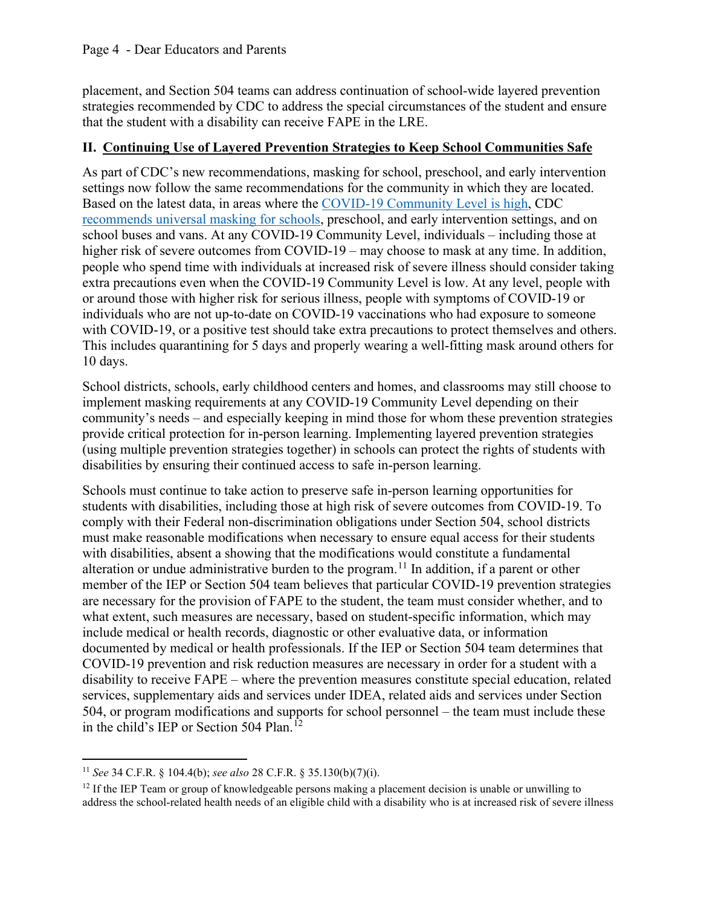placement, and Section 504 teams can address continuation of school-wide layered prevention strategies recommended by CDC to address the special circumstances of the student and ensure that the student with a disability can receive FAPE in the LRE.

## II. Continuing Use of Layered Prevention Strategies to Keep School Communities Safe

As part of CDC's new recommendations, masking for school, preschool, and early intervention settings now follow the same recommendations for the community in which they are located. Based on the latest data, in areas where the COVID-19 Community Level is high, CDC recommends universal masking for schools, preschool, and early intervention settings, and on school buses and vans. At any COVID-19 Community Level, individuals – including those at higher risk of severe outcomes from COVID-19 – may choose to mask at any time. In addition, people who spend time with individuals at increased risk of severe illness should consider taking extra precautions even when the COVID-19 Community Level is low. At any level, people with or around those with higher risk for serious illness, people with symptoms of COVID-19 or individuals who are not up-to-date on COVID-19 vaccinations who had exposure to someone with COVID-19, or a positive test should take extra precautions to protect themselves and others. This includes quarantining for 5 days and properly wearing a well-fitting mask around others for 10 days.

School districts, schools, early childhood centers and homes, and classrooms may still choose to implement masking requirements at any COVID-19 Community Level depending on their community's needs – and especially keeping in mind those for whom these prevention strategies provide critical protection for in-person learning. Implementing layered prevention strategies (using multiple prevention strategies together) in schools can protect the rights of students with disabilities by ensuring their continued access to safe in-person learning.

Schools must continue to take action to preserve safe in-person learning opportunities for students with disabilities, including those at high risk of severe outcomes from COVID-19. To comply with their Federal non-discrimination obligations under Section 504, school districts must make reasonable modifications when necessary to ensure equal access for their students with disabilities, absent a showing that the modifications would constitute a fundamental alteration or undue administrative burden to the program.[11] In addition, if a parent or other member of the IEP or Section 504 team believes that particular COVID-19 prevention strategies are necessary for the provision of FAPE to the student, the team must consider whether, and to what extent, such measures are necessary, based on student-specific information, which may include medical or health records, diagnostic or other evaluative data, or information documented by medical or health professionals. If the IEP or Section 504 team determines that COVID-19 prevention and risk reduction measures are necessary in order for a student with a disability to receive FAPE – where the prevention measures constitute special education, related services, supplementary aids and services under IDEA, related aids and services under Section 504, or program modifications and supports for school personnel – the team must include these in the child's IEP or Section 504 Plan.[12]

---

[11] *See* 34 C.F.R. § 104.4(b); *see also* 28 C.F.R. § 35.130(b)(7)(i).

[12] If the IEP Team or group of knowledgeable persons making a placement decision is unable or unwilling to address the school-related health needs of an eligible child with a disability who is at increased risk of severe illness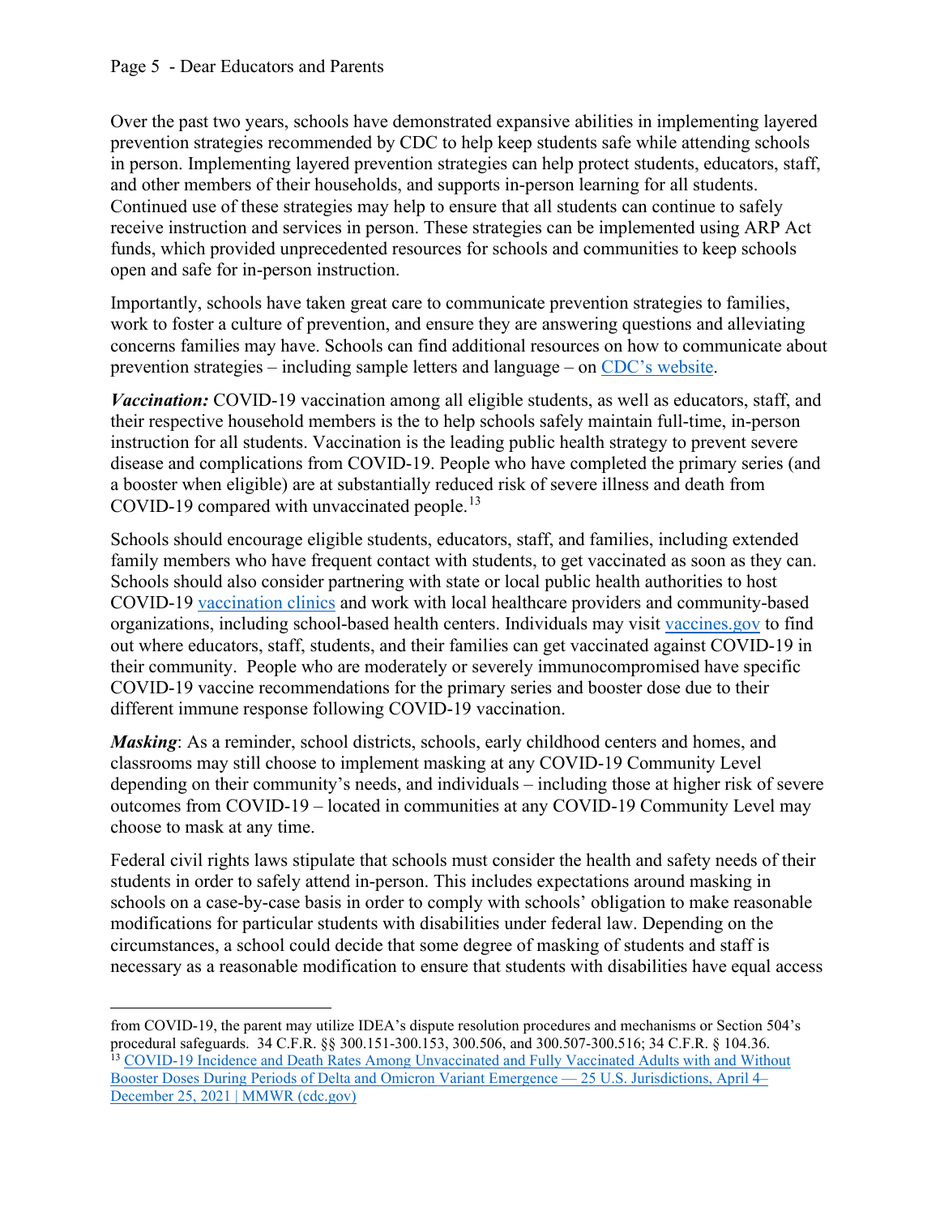Over the past two years, schools have demonstrated expansive abilities in implementing layered prevention strategies recommended by CDC to help keep students safe while attending schools in person. Implementing layered prevention strategies can help protect students, educators, staff, and other members of their households, and supports in-person learning for all students. Continued use of these strategies may help to ensure that all students can continue to safely receive instruction and services in person. These strategies can be implemented using ARP Act funds, which provided unprecedented resources for schools and communities to keep schools open and safe for in-person instruction.

Importantly, schools have taken great care to communicate prevention strategies to families, work to foster a culture of prevention, and ensure they are answering questions and alleviating concerns families may have. Schools can find additional resources on how to communicate about prevention strategies – including sample letters and language – on [CDC's website](#).

***Vaccination:*** COVID-19 vaccination among all eligible students, as well as educators, staff, and their respective household members is the to help schools safely maintain full-time, in-person instruction for all students. Vaccination is the leading public health strategy to prevent severe disease and complications from COVID-19. People who have completed the primary series (and a booster when eligible) are at substantially reduced risk of severe illness and death from COVID-19 compared with unvaccinated people.[13]

Schools should encourage eligible students, educators, staff, and families, including extended family members who have frequent contact with students, to get vaccinated as soon as they can. Schools should also consider partnering with state or local public health authorities to host COVID-19 [vaccination clinics](#) and work with local healthcare providers and community-based organizations, including school-based health centers. Individuals may visit [vaccines.gov](#) to find out where educators, staff, students, and their families can get vaccinated against COVID-19 in their community. People who are moderately or severely immunocompromised have specific COVID-19 vaccine recommendations for the primary series and booster dose due to their different immune response following COVID-19 vaccination.

***Masking***: As a reminder, school districts, schools, early childhood centers and homes, and classrooms may still choose to implement masking at any COVID-19 Community Level depending on their community's needs, and individuals – including those at higher risk of severe outcomes from COVID-19 – located in communities at any COVID-19 Community Level may choose to mask at any time.

Federal civil rights laws stipulate that schools must consider the health and safety needs of their students in order to safely attend in-person. This includes expectations around masking in schools on a case-by-case basis in order to comply with schools' obligation to make reasonable modifications for particular students with disabilities under federal law. Depending on the circumstances, a school could decide that some degree of masking of students and staff is necessary as a reasonable modification to ensure that students with disabilities have equal access

---

from COVID-19, the parent may utilize IDEA's dispute resolution procedures and mechanisms or Section 504's procedural safeguards. 34 C.F.R. §§ 300.151-300.153, 300.506, and 300.507-300.516; 34 C.F.R. § 104.36.

[13] [COVID-19 Incidence and Death Rates Among Unvaccinated and Fully Vaccinated Adults with and Without Booster Doses During Periods of Delta and Omicron Variant Emergence — 25 U.S. Jurisdictions, April 4–December 25, 2021 | MMWR (cdc.gov)](#)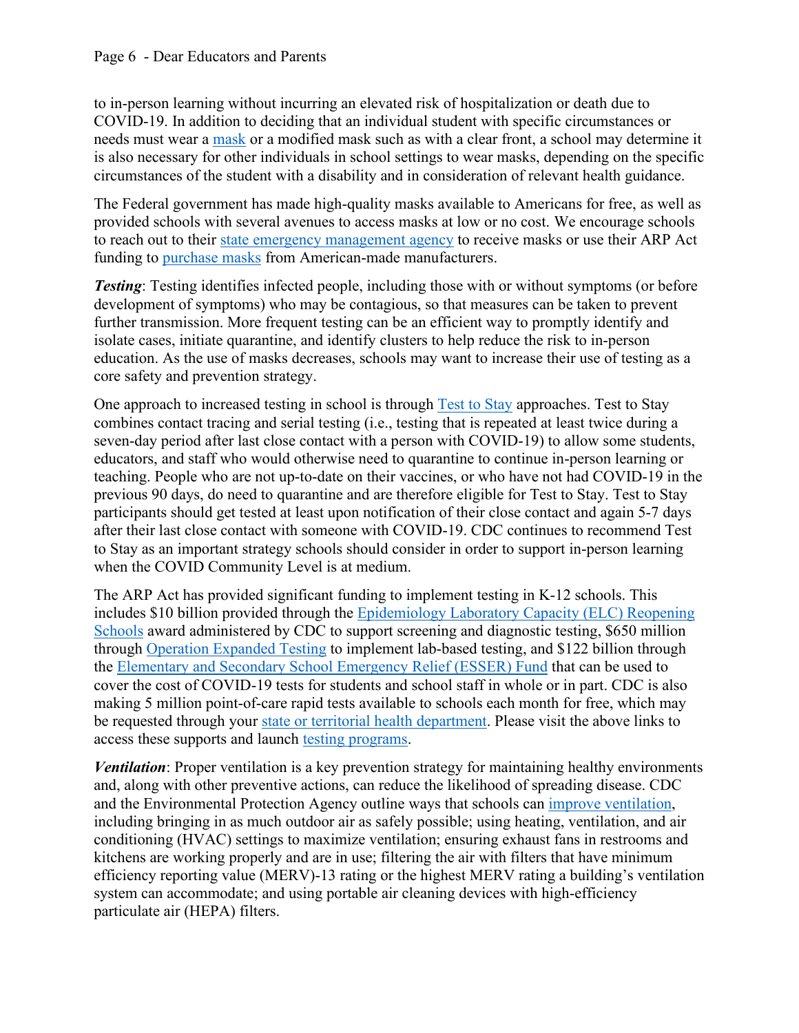to in-person learning without incurring an elevated risk of hospitalization or death due to COVID-19. In addition to deciding that an individual student with specific circumstances or needs must wear a mask or a modified mask such as with a clear front, a school may determine it is also necessary for other individuals in school settings to wear masks, depending on the specific circumstances of the student with a disability and in consideration of relevant health guidance.

The Federal government has made high-quality masks available to Americans for free, as well as provided schools with several avenues to access masks at low or no cost. We encourage schools to reach out to their state emergency management agency to receive masks or use their ARP Act funding to purchase masks from American-made manufacturers.

***Testing***: Testing identifies infected people, including those with or without symptoms (or before development of symptoms) who may be contagious, so that measures can be taken to prevent further transmission. More frequent testing can be an efficient way to promptly identify and isolate cases, initiate quarantine, and identify clusters to help reduce the risk to in-person education. As the use of masks decreases, schools may want to increase their use of testing as a core safety and prevention strategy.

One approach to increased testing in school is through Test to Stay approaches. Test to Stay combines contact tracing and serial testing (i.e., testing that is repeated at least twice during a seven-day period after last close contact with a person with COVID-19) to allow some students, educators, and staff who would otherwise need to quarantine to continue in-person learning or teaching. People who are not up-to-date on their vaccines, or who have not had COVID-19 in the previous 90 days, do need to quarantine and are therefore eligible for Test to Stay. Test to Stay participants should get tested at least upon notification of their close contact and again 5-7 days after their last close contact with someone with COVID-19. CDC continues to recommend Test to Stay as an important strategy schools should consider in order to support in-person learning when the COVID Community Level is at medium.

The ARP Act has provided significant funding to implement testing in K-12 schools. This includes $10 billion provided through the Epidemiology Laboratory Capacity (ELC) Reopening Schools award administered by CDC to support screening and diagnostic testing, $650 million through Operation Expanded Testing to implement lab-based testing, and $122 billion through the Elementary and Secondary School Emergency Relief (ESSER) Fund that can be used to cover the cost of COVID-19 tests for students and school staff in whole or in part. CDC is also making 5 million point-of-care rapid tests available to schools each month for free, which may be requested through your state or territorial health department. Please visit the above links to access these supports and launch testing programs.

***Ventilation***: Proper ventilation is a key prevention strategy for maintaining healthy environments and, along with other preventive actions, can reduce the likelihood of spreading disease. CDC and the Environmental Protection Agency outline ways that schools can improve ventilation, including bringing in as much outdoor air as safely possible; using heating, ventilation, and air conditioning (HVAC) settings to maximize ventilation; ensuring exhaust fans in restrooms and kitchens are working properly and are in use; filtering the air with filters that have minimum efficiency reporting value (MERV)-13 rating or the highest MERV rating a building's ventilation system can accommodate; and using portable air cleaning devices with high-efficiency particulate air (HEPA) filters.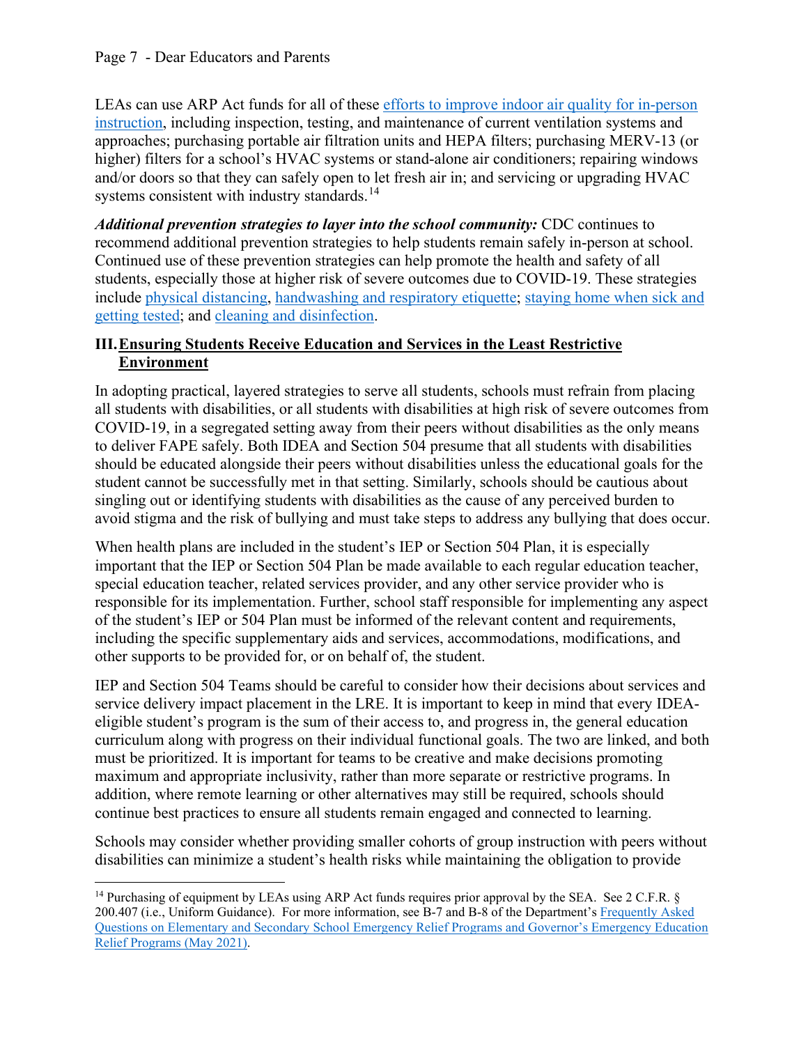LEAs can use ARP Act funds for all of these efforts to improve indoor air quality for in-person instruction, including inspection, testing, and maintenance of current ventilation systems and approaches; purchasing portable air filtration units and HEPA filters; purchasing MERV-13 (or higher) filters for a school's HVAC systems or stand-alone air conditioners; repairing windows and/or doors so that they can safely open to let fresh air in; and servicing or upgrading HVAC systems consistent with industry standards.[14]

***Additional prevention strategies to layer into the school community:*** CDC continues to recommend additional prevention strategies to help students remain safely in-person at school. Continued use of these prevention strategies can help promote the health and safety of all students, especially those at higher risk of severe outcomes due to COVID-19. These strategies include physical distancing, handwashing and respiratory etiquette; staying home when sick and getting tested; and cleaning and disinfection.

## III. Ensuring Students Receive Education and Services in the Least Restrictive Environment

In adopting practical, layered strategies to serve all students, schools must refrain from placing all students with disabilities, or all students with disabilities at high risk of severe outcomes from COVID-19, in a segregated setting away from their peers without disabilities as the only means to deliver FAPE safely. Both IDEA and Section 504 presume that all students with disabilities should be educated alongside their peers without disabilities unless the educational goals for the student cannot be successfully met in that setting. Similarly, schools should be cautious about singling out or identifying students with disabilities as the cause of any perceived burden to avoid stigma and the risk of bullying and must take steps to address any bullying that does occur.

When health plans are included in the student's IEP or Section 504 Plan, it is especially important that the IEP or Section 504 Plan be made available to each regular education teacher, special education teacher, related services provider, and any other service provider who is responsible for its implementation. Further, school staff responsible for implementing any aspect of the student's IEP or 504 Plan must be informed of the relevant content and requirements, including the specific supplementary aids and services, accommodations, modifications, and other supports to be provided for, or on behalf of, the student.

IEP and Section 504 Teams should be careful to consider how their decisions about services and service delivery impact placement in the LRE. It is important to keep in mind that every IDEA-eligible student's program is the sum of their access to, and progress in, the general education curriculum along with progress on their individual functional goals. The two are linked, and both must be prioritized. It is important for teams to be creative and make decisions promoting maximum and appropriate inclusivity, rather than more separate or restrictive programs. In addition, where remote learning or other alternatives may still be required, schools should continue best practices to ensure all students remain engaged and connected to learning.

Schools may consider whether providing smaller cohorts of group instruction with peers without disabilities can minimize a student's health risks while maintaining the obligation to provide

---

[14] Purchasing of equipment by LEAs using ARP Act funds requires prior approval by the SEA. See 2 C.F.R. § 200.407 (i.e., Uniform Guidance). For more information, see B-7 and B-8 of the Department's Frequently Asked Questions on Elementary and Secondary School Emergency Relief Programs and Governor's Emergency Education Relief Programs (May 2021).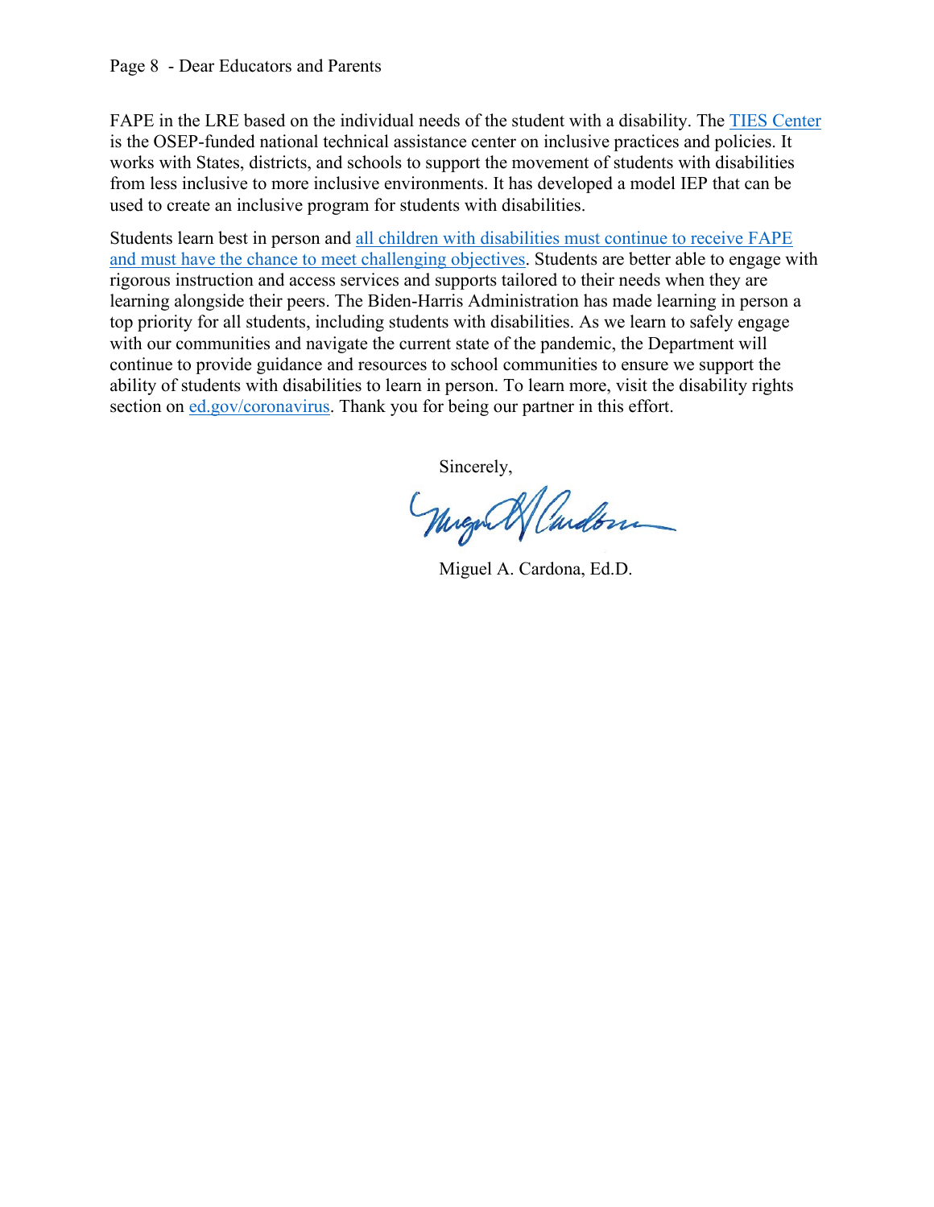FAPE in the LRE based on the individual needs of the student with a disability. The TIES Center is the OSEP-funded national technical assistance center on inclusive practices and policies. It works with States, districts, and schools to support the movement of students with disabilities from less inclusive to more inclusive environments. It has developed a model IEP that can be used to create an inclusive program for students with disabilities.

Students learn best in person and all children with disabilities must continue to receive FAPE and must have the chance to meet challenging objectives. Students are better able to engage with rigorous instruction and access services and supports tailored to their needs when they are learning alongside their peers. The Biden-Harris Administration has made learning in person a top priority for all students, including students with disabilities. As we learn to safely engage with our communities and navigate the current state of the pandemic, the Department will continue to provide guidance and resources to school communities to ensure we support the ability of students with disabilities to learn in person. To learn more, visit the disability rights section on ed.gov/coronavirus. Thank you for being our partner in this effort.

Sincerely,

Miguel A. Cardona, Ed.D.